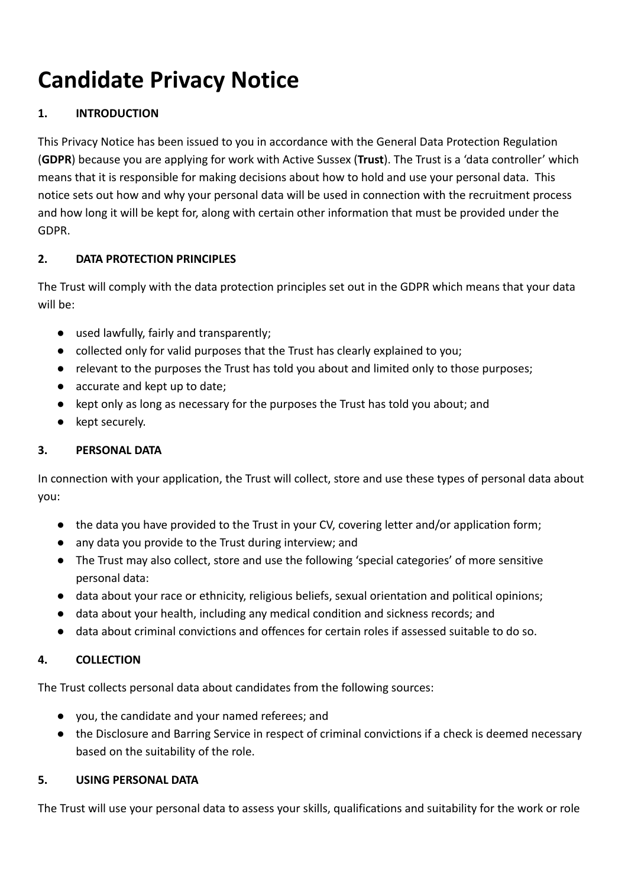# Candidate Privacy Notice

## 1. INTRODUCTION

This Privacy Notice has been issued to you in accordance with the General Data Protection Regulation (**GDPR**) because you are applying for work with Active Sussex (**Trust**). The Trust is a 'data controller' which means that it is responsible for making decisions about how to hold and use your personal data. This notice sets out how and why your personal data will be used in connection with the recruitment process and how long it will be kept for, along with certain other information that must be provided under the GDPR.

## 2. DATA PROTECTION PRINCIPLES

The Trust will comply with the data protection principles set out in the GDPR which means that your data will be:

- used lawfully, fairly and transparently;
- collected only for valid purposes that the Trust has clearly explained to you;
- relevant to the purposes the Trust has told you about and limited only to those purposes;
- accurate and kept up to date;
- kept only as long as necessary for the purposes the Trust has told you about; and
- kept securely.

## 3. PERSONAL DATA

In connection with your application, the Trust will collect, store and use these types of personal data about you:

- the data you have provided to the Trust in your CV, covering letter and/or application form;
- any data you provide to the Trust during interview; and
- The Trust may also collect, store and use the following 'special categories' of more sensitive personal data:
- data about your race or ethnicity, religious beliefs, sexual orientation and political opinions;
- data about your health, including any medical condition and sickness records; and
- data about criminal convictions and offences for certain roles if assessed suitable to do so.

## 4. COLLECTION

The Trust collects personal data about candidates from the following sources:

- you, the candidate and your named referees; and
- the Disclosure and Barring Service in respect of criminal convictions if a check is deemed necessary based on the suitability of the role.

## 5. USING PERSONAL DATA

The Trust will use your personal data to assess your skills, qualifications and suitability for the work or role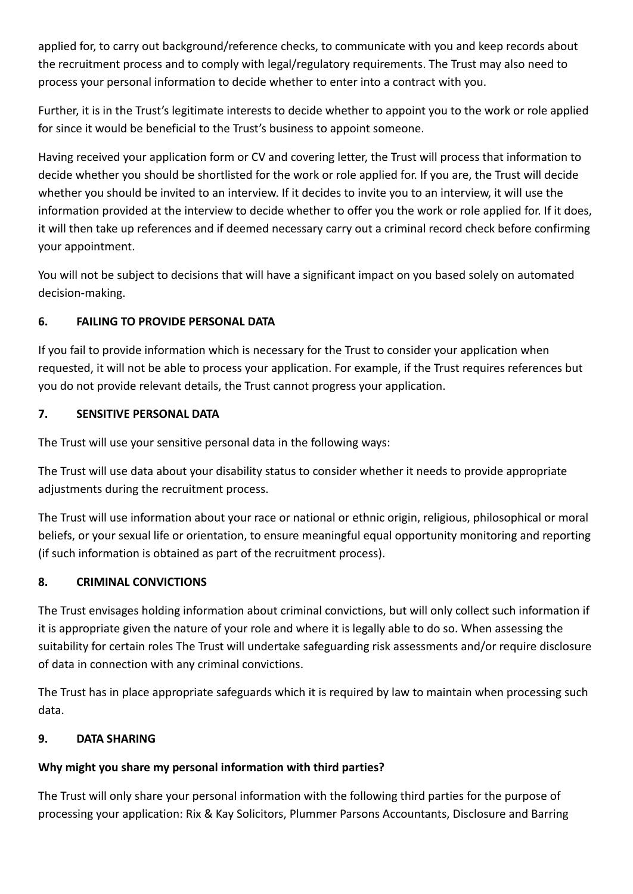applied for, to carry out background/reference checks, to communicate with you and keep records about the recruitment process and to comply with legal/regulatory requirements. The Trust may also need to process your personal information to decide whether to enter into a contract with you.

Further, it is in the Trust's legitimate interests to decide whether to appoint you to the work or role applied for since it would be beneficial to the Trust's business to appoint someone.

Having received your application form or CV and covering letter, the Trust will process that information to decide whether you should be shortlisted for the work or role applied for. If you are, the Trust will decide whether you should be invited to an interview. If it decides to invite you to an interview, it will use the information provided at the interview to decide whether to offer you the work or role applied for. If it does, it will then take up references and if deemed necessary carry out a criminal record check before confirming your appointment.

You will not be subject to decisions that will have a significant impact on you based solely on automated decision-making.

## 6. FAILING TO PROVIDE PERSONAL DATA

If you fail to provide information which is necessary for the Trust to consider your application when requested, it will not be able to process your application. For example, if the Trust requires references but you do not provide relevant details, the Trust cannot progress your application.

## 7. SENSITIVE PERSONAL DATA

The Trust will use your sensitive personal data in the following ways:

The Trust will use data about your disability status to consider whether it needs to provide appropriate adjustments during the recruitment process.

The Trust will use information about your race or national or ethnic origin, religious, philosophical or moral beliefs, or your sexual life or orientation, to ensure meaningful equal opportunity monitoring and reporting (if such information is obtained as part of the recruitment process).

## 8. CRIMINAL CONVICTIONS

The Trust envisages holding information about criminal convictions, but will only collect such information if it is appropriate given the nature of your role and where it is legally able to do so. When assessing the suitability for certain roles The Trust will undertake safeguarding risk assessments and/or require disclosure of data in connection with any criminal convictions.

The Trust has in place appropriate safeguards which it is required by law to maintain when processing such data.

## 9. DATA SHARING

**Why might you share my personal information with third parties?**

The Trust will only share your personal information with the following third parties for the purpose of processing your application: Rix & Kay Solicitors, Plummer Parsons Accountants, Disclosure and Barring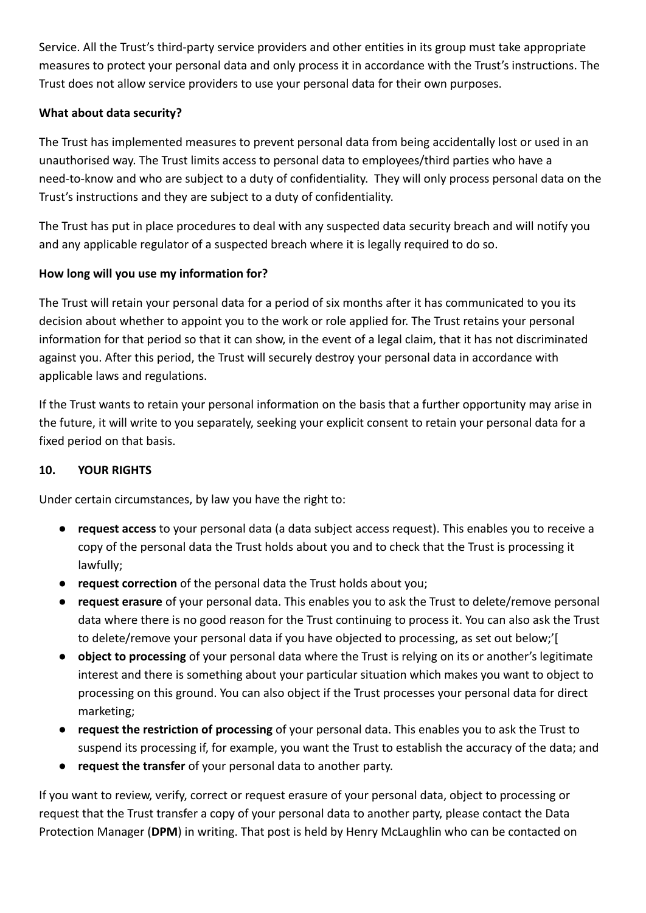Service. All the Trust's third-party service providers and other entities in its group must take appropriate measures to protect your personal data and only process it in accordance with the Trust's instructions. The Trust does not allow service providers to use your personal data for their own purposes.

**What about data security?**

The Trust has implemented measures to prevent personal data from being accidentally lost or used in an unauthorised way. The Trust limits access to personal data to employees/third parties who have a need-to-know and who are subject to a duty of confidentiality. They will only process personal data on the Trust's instructions and they are subject to a duty of confidentiality.

The Trust has put in place procedures to deal with any suspected data security breach and will notify you and any applicable regulator of a suspected breach where it is legally required to do so.

**How long will you use my information for?**

The Trust will retain your personal data for a period of six months after it has communicated to you its decision about whether to appoint you to the work or role applied for. The Trust retains your personal information for that period so that it can show, in the event of a legal claim, that it has not discriminated against you. After this period, the Trust will securely destroy your personal data in accordance with applicable laws and regulations.

If the Trust wants to retain your personal information on the basis that a further opportunity may arise in the future, it will write to you separately, seeking your explicit consent to retain your personal data for a fixed period on that basis.

## 10. YOUR RIGHTS

Under certain circumstances, by law you have the right to:

- **request access** to your personal data (a data subject access request). This enables you to receive a copy of the personal data the Trust holds about you and to check that the Trust is processing it lawfully;
- **request correction** of the personal data the Trust holds about you;
- **request erasure** of your personal data. This enables you to ask the Trust to delete/remove personal data where there is no good reason for the Trust continuing to process it. You can also ask the Trust to delete/remove your personal data if you have objected to processing, as set out below;'[
- **object to processing** of your personal data where the Trust is relying on its or another's legitimate interest and there is something about your particular situation which makes you want to object to processing on this ground. You can also object if the Trust processes your personal data for direct marketing;
- **request the restriction of processing** of your personal data. This enables you to ask the Trust to suspend its processing if, for example, you want the Trust to establish the accuracy of the data; and
- **request the transfer** of your personal data to another party.

If you want to review, verify, correct or request erasure of your personal data, object to processing or request that the Trust transfer a copy of your personal data to another party, please contact the Data Protection Manager (**DPM**) in writing. That post is held by Henry McLaughlin who can be contacted on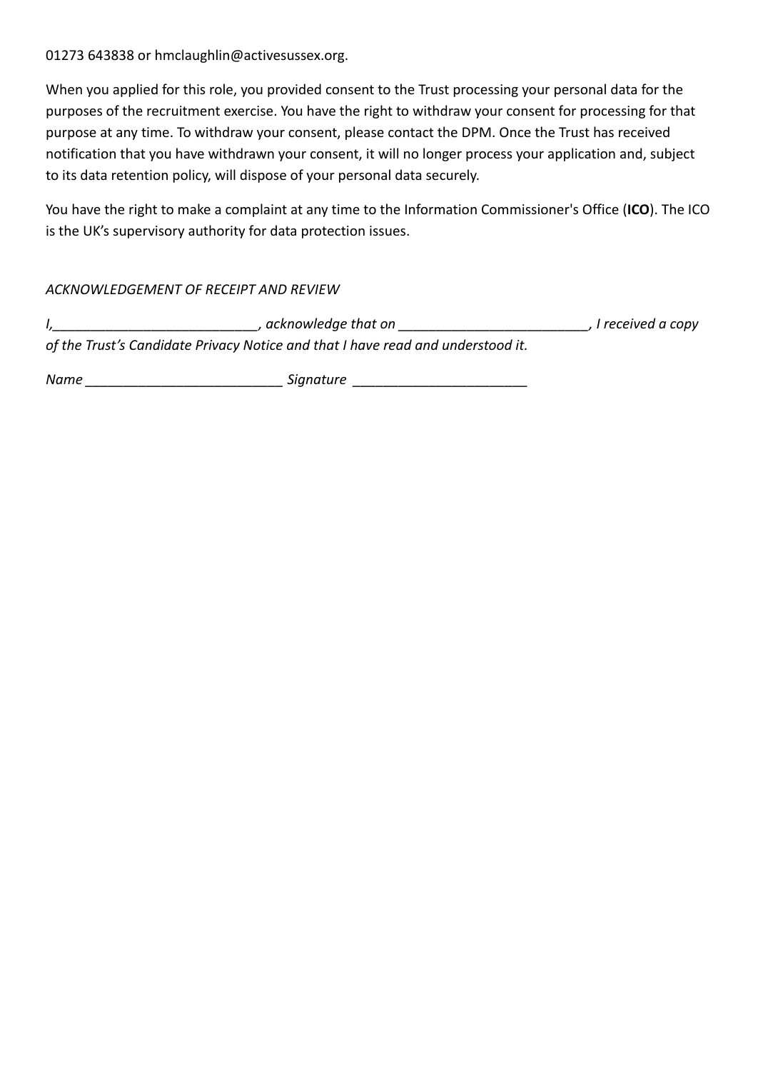01273 643838 or hmclaughlin@activesussex.org.

When you applied for this role, you provided consent to the Trust processing your personal data for the purposes of the recruitment exercise. You have the right to withdraw your consent for processing for that purpose at any time. To withdraw your consent, please contact the DPM. Once the Trust has received notification that you have withdrawn your consent, it will no longer process your application and, subject to its data retention policy, will dispose of your personal data securely.

You have the right to make a complaint at any time to the Information Commissioner's Office (**ICO**). The ICO is the UK's supervisory authority for data protection issues.

*ACKNOWLEDGEMENT OF RECEIPT AND REVIEW*

*I,___________________________, acknowledge that on _________________________, I received a copy of the Trust's Candidate Privacy Notice and that I have read and understood it.*

*Name __________________________ Signature _______________________*